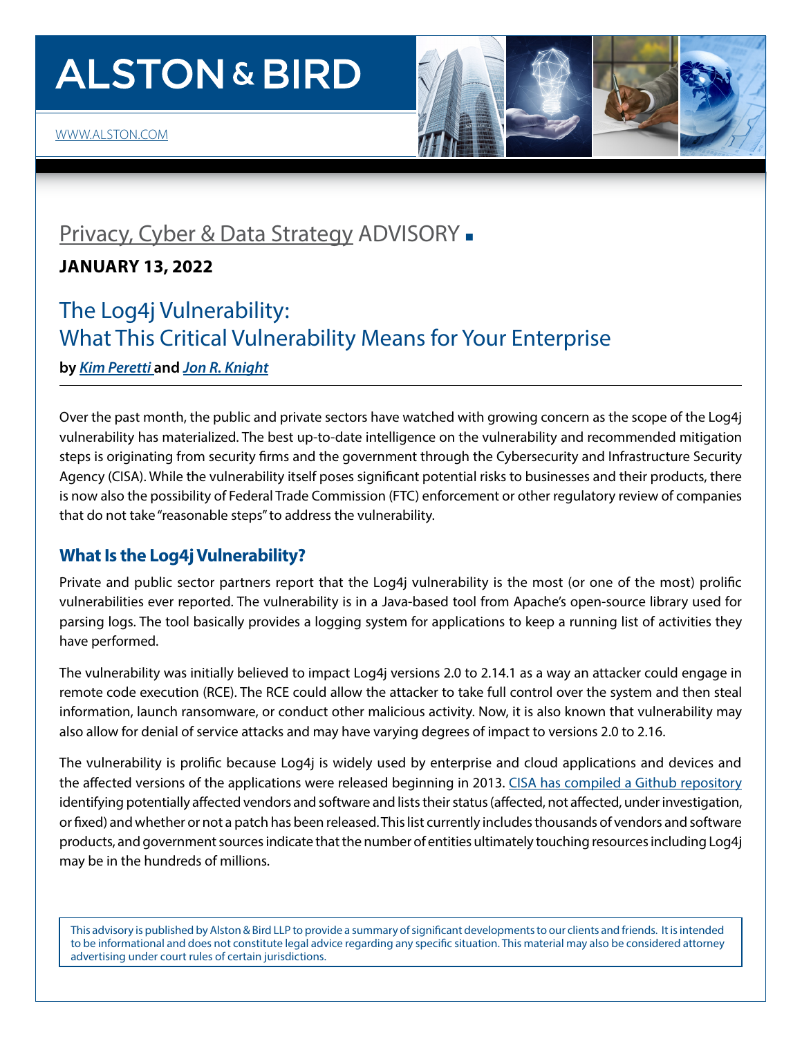ALSTON & BIRD

WWW.ALSTON.COM

Privacy, Cyber & Data Strategy ADVISORY

**JANUARY 13, 2022**

# The Log4j Vulnerability: What This Critical Vulnerability Means for Your Enterprise

**by *Kim Peretti* and *Jon R. Knight***

Over the past month, the public and private sectors have watched with growing concern as the scope of the Log4j vulnerability has materialized. The best up-to-date intelligence on the vulnerability and recommended mitigation steps is originating from security firms and the government through the Cybersecurity and Infrastructure Security Agency (CISA). While the vulnerability itself poses significant potential risks to businesses and their products, there is now also the possibility of Federal Trade Commission (FTC) enforcement or other regulatory review of companies that do not take "reasonable steps" to address the vulnerability.

## What Is the Log4j Vulnerability?

Private and public sector partners report that the Log4j vulnerability is the most (or one of the most) prolific vulnerabilities ever reported. The vulnerability is in a Java-based tool from Apache's open-source library used for parsing logs. The tool basically provides a logging system for applications to keep a running list of activities they have performed.

The vulnerability was initially believed to impact Log4j versions 2.0 to 2.14.1 as a way an attacker could engage in remote code execution (RCE). The RCE could allow the attacker to take full control over the system and then steal information, launch ransomware, or conduct other malicious activity. Now, it is also known that vulnerability may also allow for denial of service attacks and may have varying degrees of impact to versions 2.0 to 2.16.

The vulnerability is prolific because Log4j is widely used by enterprise and cloud applications and devices and the affected versions of the applications were released beginning in 2013. CISA has compiled a Github repository identifying potentially affected vendors and software and lists their status (affected, not affected, under investigation, or fixed) and whether or not a patch has been released. This list currently includes thousands of vendors and software products, and government sources indicate that the number of entities ultimately touching resources including Log4j may be in the hundreds of millions.

This advisory is published by Alston & Bird LLP to provide a summary of significant developments to our clients and friends. It is intended to be informational and does not constitute legal advice regarding any specific situation. This material may also be considered attorney advertising under court rules of certain jurisdictions.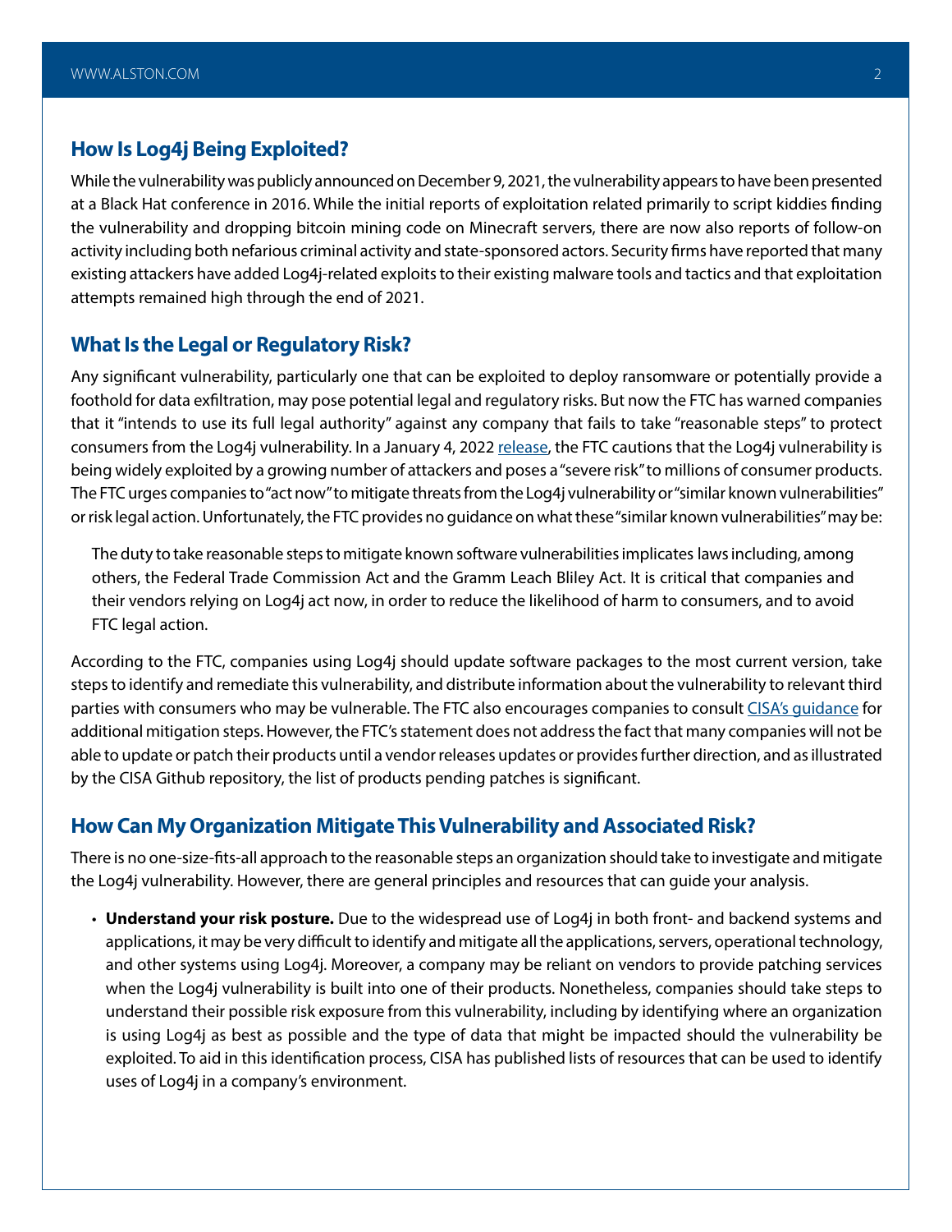## How Is Log4j Being Exploited?

While the vulnerability was publicly announced on December 9, 2021, the vulnerability appears to have been presented at a Black Hat conference in 2016. While the initial reports of exploitation related primarily to script kiddies finding the vulnerability and dropping bitcoin mining code on Minecraft servers, there are now also reports of follow-on activity including both nefarious criminal activity and state-sponsored actors. Security firms have reported that many existing attackers have added Log4j-related exploits to their existing malware tools and tactics and that exploitation attempts remained high through the end of 2021.

## What Is the Legal or Regulatory Risk?

Any significant vulnerability, particularly one that can be exploited to deploy ransomware or potentially provide a foothold for data exfiltration, may pose potential legal and regulatory risks. But now the FTC has warned companies that it "intends to use its full legal authority" against any company that fails to take "reasonable steps" to protect consumers from the Log4j vulnerability. In a January 4, 2022 release, the FTC cautions that the Log4j vulnerability is being widely exploited by a growing number of attackers and poses a "severe risk" to millions of consumer products. The FTC urges companies to "act now" to mitigate threats from the Log4j vulnerability or "similar known vulnerabilities" or risk legal action. Unfortunately, the FTC provides no guidance on what these "similar known vulnerabilities" may be:

> The duty to take reasonable steps to mitigate known software vulnerabilities implicates laws including, among others, the Federal Trade Commission Act and the Gramm Leach Bliley Act. It is critical that companies and their vendors relying on Log4j act now, in order to reduce the likelihood of harm to consumers, and to avoid FTC legal action.

According to the FTC, companies using Log4j should update software packages to the most current version, take steps to identify and remediate this vulnerability, and distribute information about the vulnerability to relevant third parties with consumers who may be vulnerable. The FTC also encourages companies to consult CISA's guidance for additional mitigation steps. However, the FTC's statement does not address the fact that many companies will not be able to update or patch their products until a vendor releases updates or provides further direction, and as illustrated by the CISA Github repository, the list of products pending patches is significant.

## How Can My Organization Mitigate This Vulnerability and Associated Risk?

There is no one-size-fits-all approach to the reasonable steps an organization should take to investigate and mitigate the Log4j vulnerability. However, there are general principles and resources that can guide your analysis.

- **Understand your risk posture.** Due to the widespread use of Log4j in both front- and backend systems and applications, it may be very difficult to identify and mitigate all the applications, servers, operational technology, and other systems using Log4j. Moreover, a company may be reliant on vendors to provide patching services when the Log4j vulnerability is built into one of their products. Nonetheless, companies should take steps to understand their possible risk exposure from this vulnerability, including by identifying where an organization is using Log4j as best as possible and the type of data that might be impacted should the vulnerability be exploited. To aid in this identification process, CISA has published lists of resources that can be used to identify uses of Log4j in a company's environment.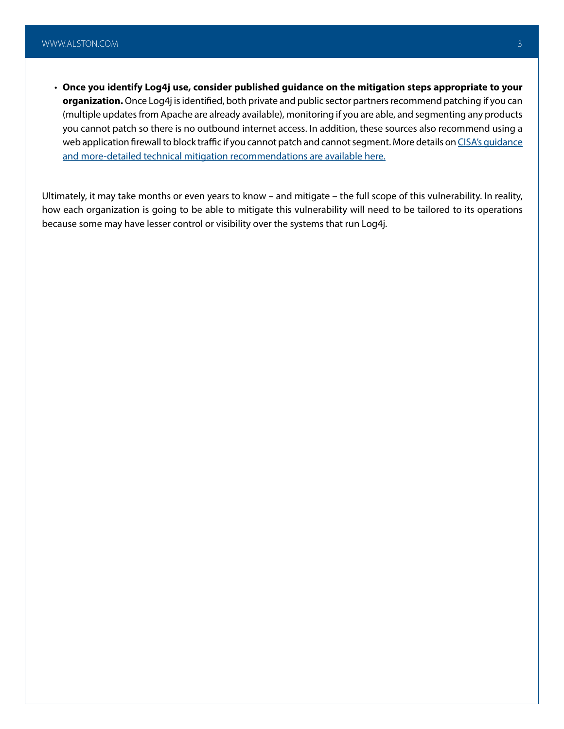- **Once you identify Log4j use, consider published guidance on the mitigation steps appropriate to your organization.** Once Log4j is identified, both private and public sector partners recommend patching if you can (multiple updates from Apache are already available), monitoring if you are able, and segmenting any products you cannot patch so there is no outbound internet access. In addition, these sources also recommend using a web application firewall to block traffic if you cannot patch and cannot segment. More details on CISA's guidance and more-detailed technical mitigation recommendations are available here.

Ultimately, it may take months or even years to know – and mitigate – the full scope of this vulnerability. In reality, how each organization is going to be able to mitigate this vulnerability will need to be tailored to its operations because some may have lesser control or visibility over the systems that run Log4j.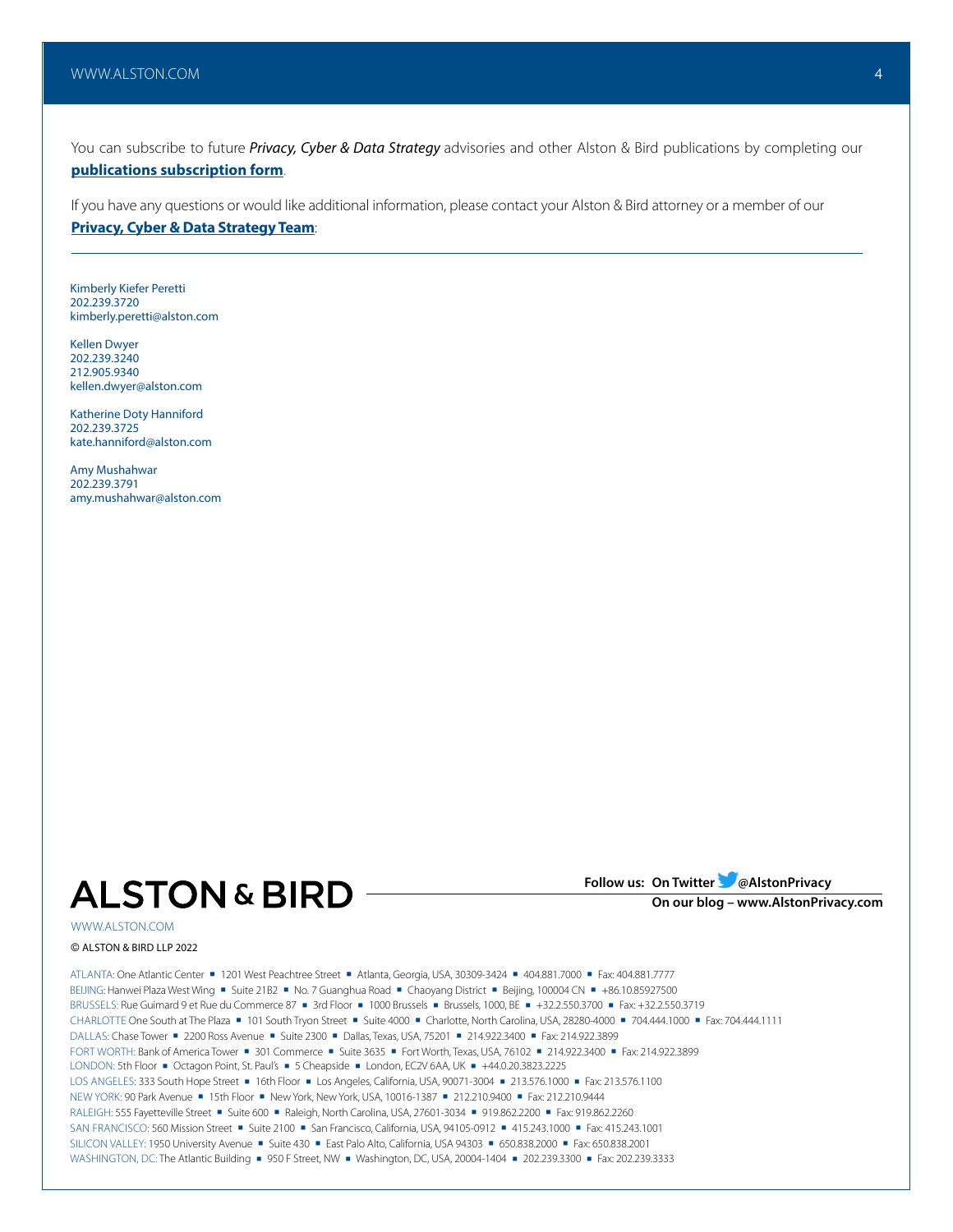You can subscribe to future ***Privacy, Cyber & Data Strategy*** advisories and other Alston & Bird publications by completing our **publications subscription form**.

If you have any questions or would like additional information, please contact your Alston & Bird attorney or a member of our **Privacy, Cyber & Data Strategy Team**:

---

Kimberly Kiefer Peretti
202.239.3720
kimberly.peretti@alston.com

Kellen Dwyer
202.239.3240
212.905.9340
kellen.dwyer@alston.com

Katherine Doty Hanniford
202.239.3725
kate.hanniford@alston.com

Amy Mushahwar
202.239.3791
amy.mushahwar@alston.com

**ALSTON & BIRD**

**Follow us: On Twitter @AlstonPrivacy**
**On our blog – www.AlstonPrivacy.com**

WWW.ALSTON.COM

© ALSTON & BIRD LLP 2022

ATLANTA: One Atlantic Center ■ 1201 West Peachtree Street ■ Atlanta, Georgia, USA, 30309-3424 ■ 404.881.7000 ■ Fax: 404.881.7777
BEIJING: Hanwei Plaza West Wing ■ Suite 21B2 ■ No. 7 Guanghua Road ■ Chaoyang District ■ Beijing, 100004 CN ■ +86.10.85927500
BRUSSELS: Rue Guimard 9 et Rue du Commerce 87 ■ 3rd Floor ■ 1000 Brussels ■ Brussels, 1000, BE ■ +32.2.550.3700 ■ Fax: +32.2.550.3719
CHARLOTTE One South at The Plaza ■ 101 South Tryon Street ■ Suite 4000 ■ Charlotte, North Carolina, USA, 28280-4000 ■ 704.444.1000 ■ Fax: 704.444.1111
DALLAS: Chase Tower ■ 2200 Ross Avenue ■ Suite 2300 ■ Dallas, Texas, USA, 75201 ■ 214.922.3400 ■ Fax: 214.922.3899
FORT WORTH: Bank of America Tower ■ 301 Commerce ■ Suite 3635 ■ Fort Worth, Texas, USA, 76102 ■ 214.922.3400 ■ Fax: 214.922.3899
LONDON: 5th Floor ■ Octagon Point, St. Paul's ■ 5 Cheapside ■ London, EC2V 6AA, UK ■ +44.0.20.3823.2225
LOS ANGELES: 333 South Hope Street ■ 16th Floor ■ Los Angeles, California, USA, 90071-3004 ■ 213.576.1000 ■ Fax: 213.576.1100
NEW YORK: 90 Park Avenue ■ 15th Floor ■ New York, New York, USA, 10016-1387 ■ 212.210.9400 ■ Fax: 212.210.9444
RALEIGH: 555 Fayetteville Street ■ Suite 600 ■ Raleigh, North Carolina, USA, 27601-3034 ■ 919.862.2200 ■ Fax: 919.862.2260
SAN FRANCISCO: 560 Mission Street ■ Suite 2100 ■ San Francisco, California, USA, 94105-0912 ■ 415.243.1000 ■ Fax: 415.243.1001
SILICON VALLEY: 1950 University Avenue ■ Suite 430 ■ East Palo Alto, California, USA 94303 ■ 650.838.2000 ■ Fax: 650.838.2001
WASHINGTON, DC: The Atlantic Building ■ 950 F Street, NW ■ Washington, DC, USA, 20004-1404 ■ 202.239.3300 ■ Fax: 202.239.3333